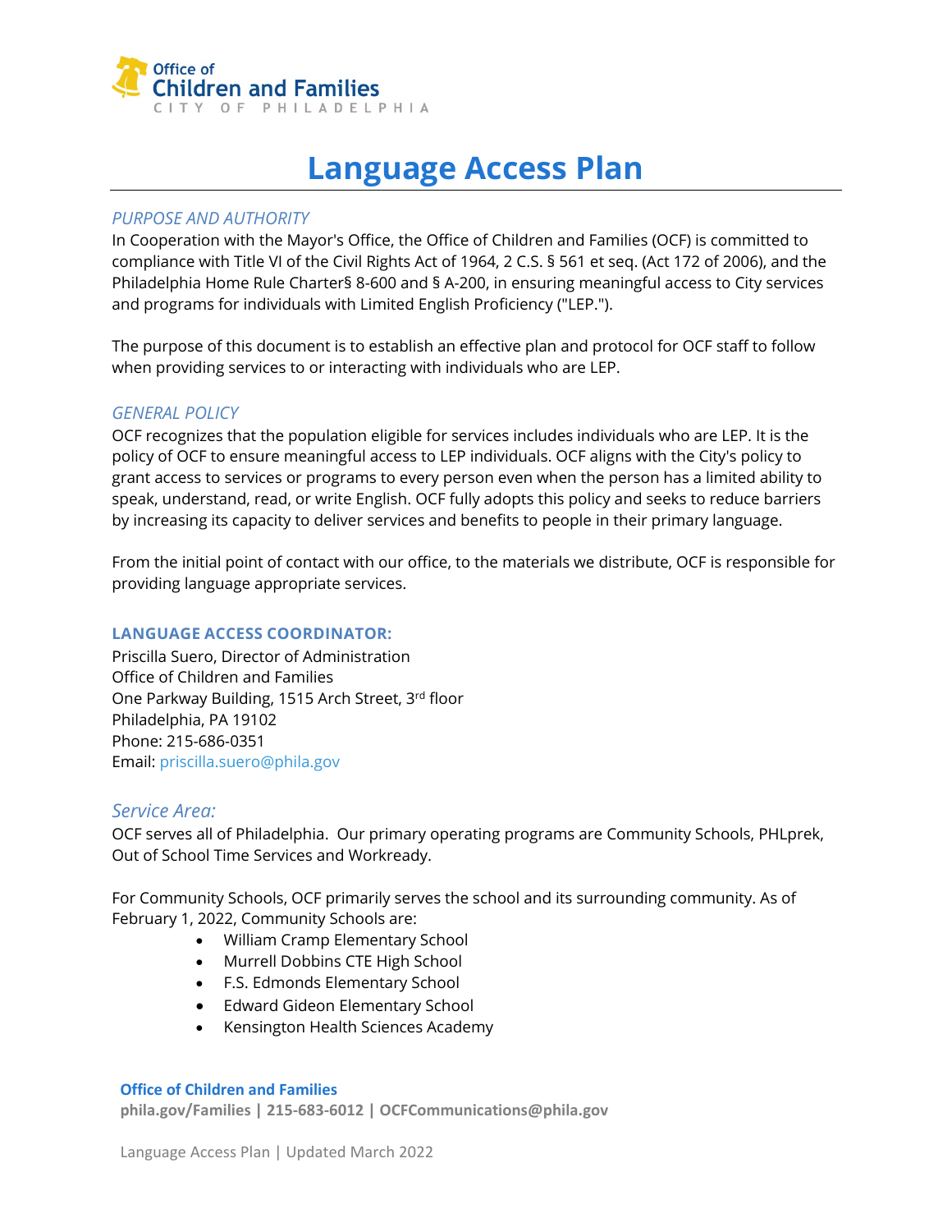Office of Children and Families
CITY OF PHILADELPHIA

# Language Access Plan

## *PURPOSE AND AUTHORITY*

In Cooperation with the Mayor's Office, the Office of Children and Families (OCF) is committed to compliance with Title VI of the Civil Rights Act of 1964, 2 C.S. § 561 et seq. (Act 172 of 2006), and the Philadelphia Home Rule Charter§ 8-600 and § A-200, in ensuring meaningful access to City services and programs for individuals with Limited English Proficiency ("LEP.").

The purpose of this document is to establish an effective plan and protocol for OCF staff to follow when providing services to or interacting with individuals who are LEP.

## *GENERAL POLICY*

OCF recognizes that the population eligible for services includes individuals who are LEP. It is the policy of OCF to ensure meaningful access to LEP individuals. OCF aligns with the City's policy to grant access to services or programs to every person even when the person has a limited ability to speak, understand, read, or write English. OCF fully adopts this policy and seeks to reduce barriers by increasing its capacity to deliver services and benefits to people in their primary language.

From the initial point of contact with our office, to the materials we distribute, OCF is responsible for providing language appropriate services.

### LANGUAGE ACCESS COORDINATOR:

Priscilla Suero, Director of Administration
Office of Children and Families
One Parkway Building, 1515 Arch Street, 3rd floor
Philadelphia, PA 19102
Phone: 215-686-0351
Email: priscilla.suero@phila.gov

## *Service Area:*

OCF serves all of Philadelphia. Our primary operating programs are Community Schools, PHLprek, Out of School Time Services and Workready.

For Community Schools, OCF primarily serves the school and its surrounding community. As of February 1, 2022, Community Schools are:

- William Cramp Elementary School
- Murrell Dobbins CTE High School
- F.S. Edmonds Elementary School
- Edward Gideon Elementary School
- Kensington Health Sciences Academy

**Office of Children and Families**
**phila.gov/Families | 215-683-6012 | OCFCommunications@phila.gov**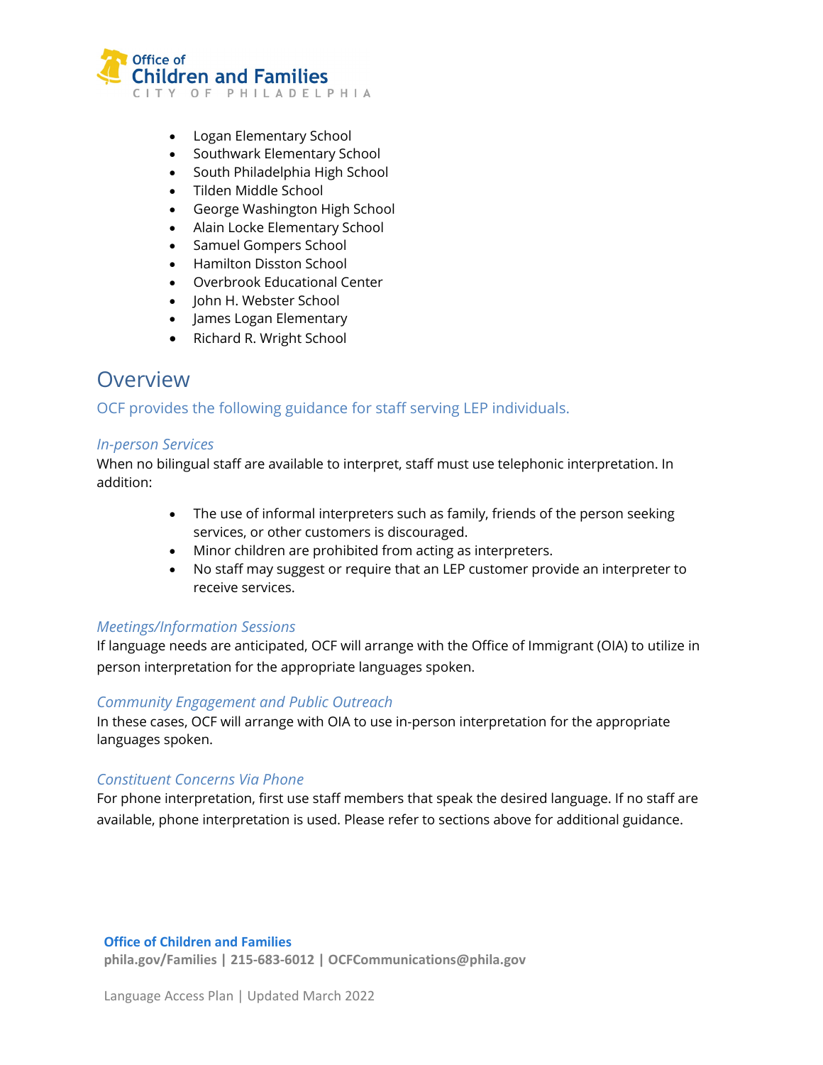- Logan Elementary School
- Southwark Elementary School
- South Philadelphia High School
- Tilden Middle School
- George Washington High School
- Alain Locke Elementary School
- Samuel Gompers School
- Hamilton Disston School
- Overbrook Educational Center
- John H. Webster School
- James Logan Elementary
- Richard R. Wright School

## Overview

OCF provides the following guidance for staff serving LEP individuals.

### *In-person Services*

When no bilingual staff are available to interpret, staff must use telephonic interpretation. In addition:

- The use of informal interpreters such as family, friends of the person seeking services, or other customers is discouraged.
- Minor children are prohibited from acting as interpreters.
- No staff may suggest or require that an LEP customer provide an interpreter to receive services.

### *Meetings/Information Sessions*

If language needs are anticipated, OCF will arrange with the Office of Immigrant (OIA) to utilize in person interpretation for the appropriate languages spoken.

### *Community Engagement and Public Outreach*

In these cases, OCF will arrange with OIA to use in-person interpretation for the appropriate languages spoken.

### *Constituent Concerns Via Phone*

For phone interpretation, first use staff members that speak the desired language. If no staff are available, phone interpretation is used. Please refer to sections above for additional guidance.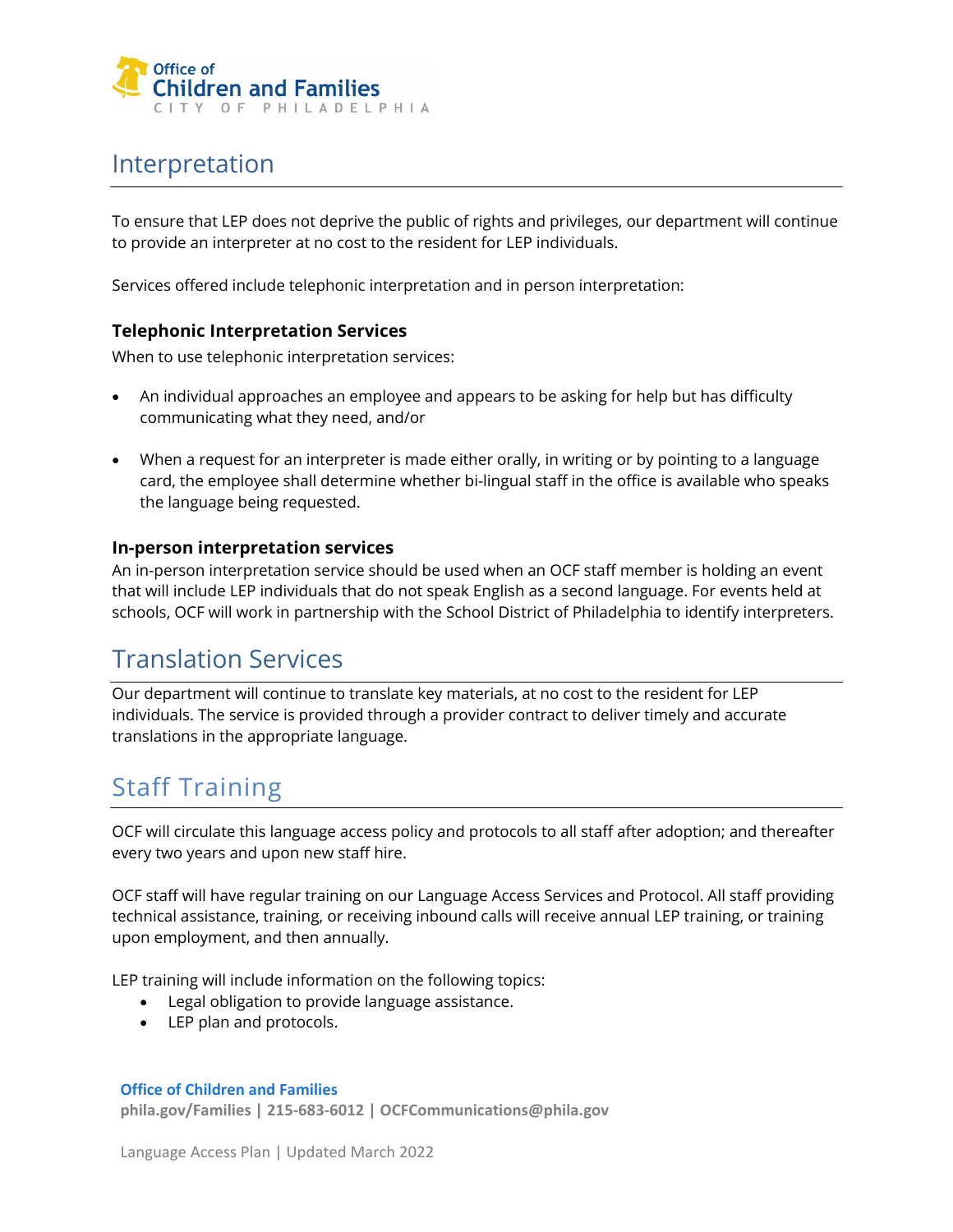## Interpretation

To ensure that LEP does not deprive the public of rights and privileges, our department will continue to provide an interpreter at no cost to the resident for LEP individuals.

Services offered include telephonic interpretation and in person interpretation:

### Telephonic Interpretation Services

When to use telephonic interpretation services:

- An individual approaches an employee and appears to be asking for help but has difficulty communicating what they need, and/or
- When a request for an interpreter is made either orally, in writing or by pointing to a language card, the employee shall determine whether bi-lingual staff in the office is available who speaks the language being requested.

### In-person interpretation services

An in-person interpretation service should be used when an OCF staff member is holding an event that will include LEP individuals that do not speak English as a second language. For events held at schools, OCF will work in partnership with the School District of Philadelphia to identify interpreters.

## Translation Services

Our department will continue to translate key materials, at no cost to the resident for LEP individuals. The service is provided through a provider contract to deliver timely and accurate translations in the appropriate language.

## Staff Training

OCF will circulate this language access policy and protocols to all staff after adoption; and thereafter every two years and upon new staff hire.

OCF staff will have regular training on our Language Access Services and Protocol. All staff providing technical assistance, training, or receiving inbound calls will receive annual LEP training, or training upon employment, and then annually.

LEP training will include information on the following topics:

- Legal obligation to provide language assistance.
- LEP plan and protocols.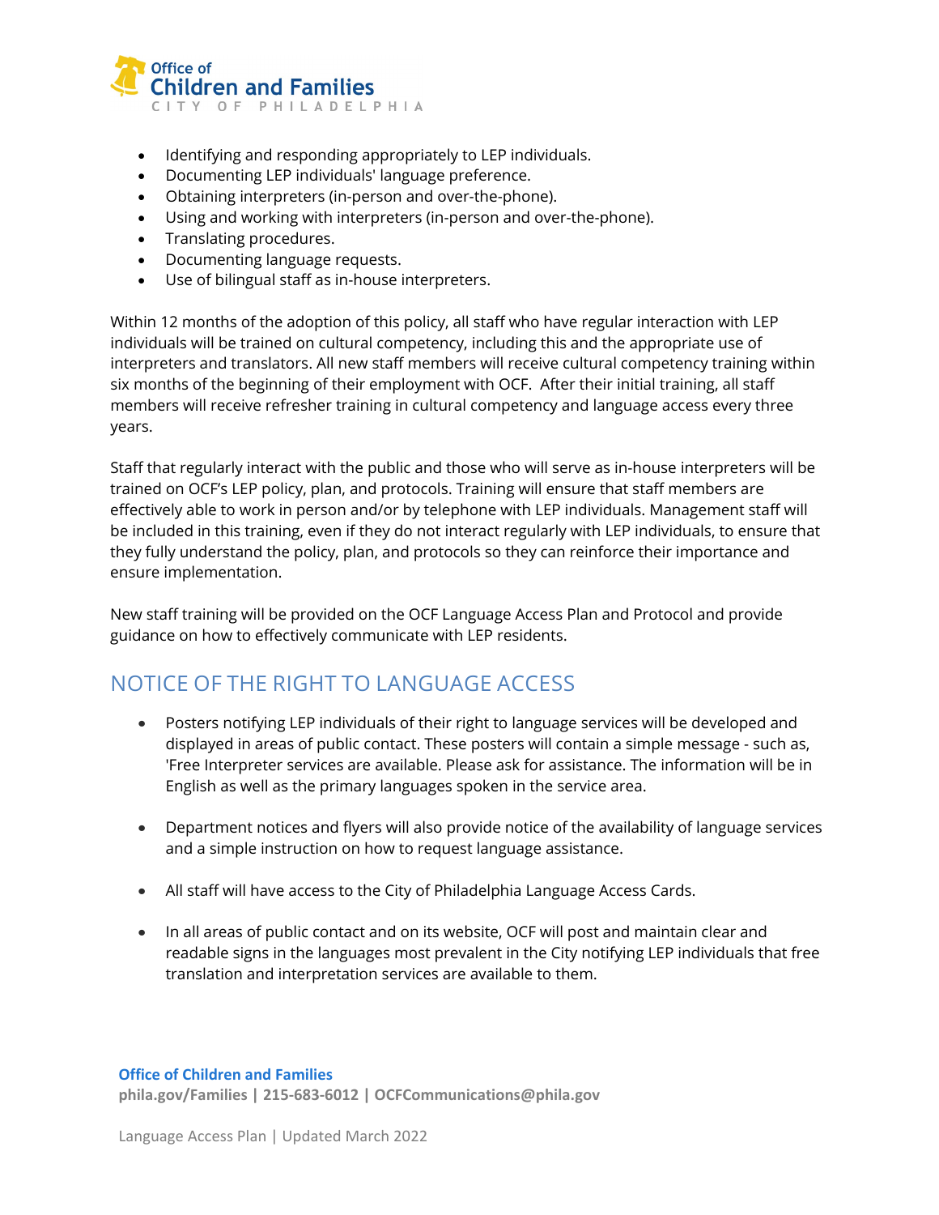- Identifying and responding appropriately to LEP individuals.
- Documenting LEP individuals' language preference.
- Obtaining interpreters (in-person and over-the-phone).
- Using and working with interpreters (in-person and over-the-phone).
- Translating procedures.
- Documenting language requests.
- Use of bilingual staff as in-house interpreters.

Within 12 months of the adoption of this policy, all staff who have regular interaction with LEP individuals will be trained on cultural competency, including this and the appropriate use of interpreters and translators. All new staff members will receive cultural competency training within six months of the beginning of their employment with OCF. After their initial training, all staff members will receive refresher training in cultural competency and language access every three years.

Staff that regularly interact with the public and those who will serve as in-house interpreters will be trained on OCF's LEP policy, plan, and protocols. Training will ensure that staff members are effectively able to work in person and/or by telephone with LEP individuals. Management staff will be included in this training, even if they do not interact regularly with LEP individuals, to ensure that they fully understand the policy, plan, and protocols so they can reinforce their importance and ensure implementation.

New staff training will be provided on the OCF Language Access Plan and Protocol and provide guidance on how to effectively communicate with LEP residents.

## NOTICE OF THE RIGHT TO LANGUAGE ACCESS

- Posters notifying LEP individuals of their right to language services will be developed and displayed in areas of public contact. These posters will contain a simple message - such as, 'Free Interpreter services are available. Please ask for assistance. The information will be in English as well as the primary languages spoken in the service area.

- Department notices and flyers will also provide notice of the availability of language services and a simple instruction on how to request language assistance.

- All staff will have access to the City of Philadelphia Language Access Cards.

- In all areas of public contact and on its website, OCF will post and maintain clear and readable signs in the languages most prevalent in the City notifying LEP individuals that free translation and interpretation services are available to them.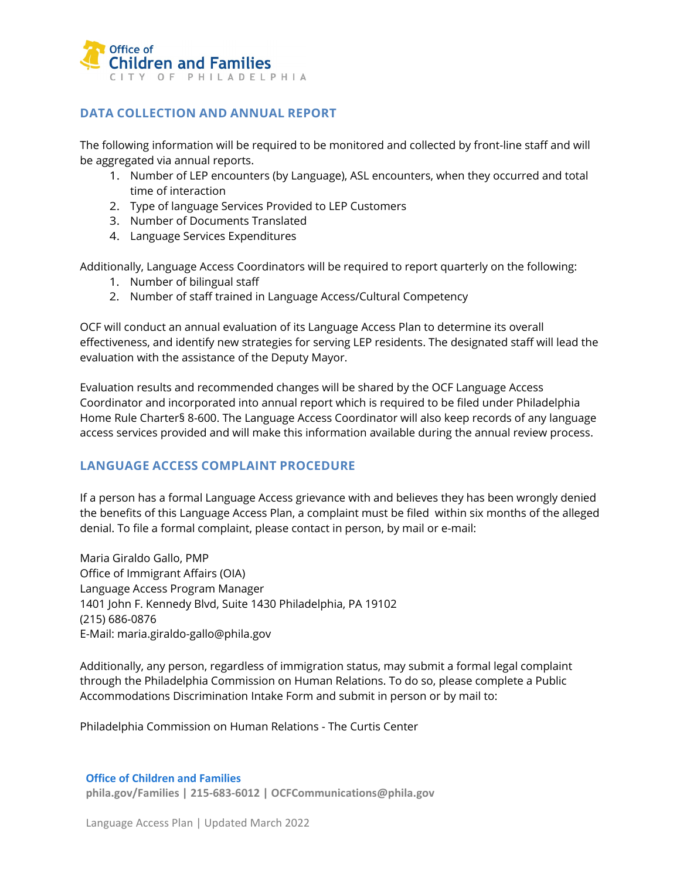## DATA COLLECTION AND ANNUAL REPORT

The following information will be required to be monitored and collected by front-line staff and will be aggregated via annual reports.

1. Number of LEP encounters (by Language), ASL encounters, when they occurred and total time of interaction
2. Type of language Services Provided to LEP Customers
3. Number of Documents Translated
4. Language Services Expenditures

Additionally, Language Access Coordinators will be required to report quarterly on the following:

1. Number of bilingual staff
2. Number of staff trained in Language Access/Cultural Competency

OCF will conduct an annual evaluation of its Language Access Plan to determine its overall effectiveness, and identify new strategies for serving LEP residents. The designated staff will lead the evaluation with the assistance of the Deputy Mayor.

Evaluation results and recommended changes will be shared by the OCF Language Access Coordinator and incorporated into annual report which is required to be filed under Philadelphia Home Rule Charter§ 8-600. The Language Access Coordinator will also keep records of any language access services provided and will make this information available during the annual review process.

## LANGUAGE ACCESS COMPLAINT PROCEDURE

If a person has a formal Language Access grievance with and believes they has been wrongly denied the benefits of this Language Access Plan, a complaint must be filed within six months of the alleged denial. To file a formal complaint, please contact in person, by mail or e-mail:

Maria Giraldo Gallo, PMP
Office of Immigrant Affairs (OIA)
Language Access Program Manager
1401 John F. Kennedy Blvd, Suite 1430 Philadelphia, PA 19102
(215) 686-0876
E-Mail: maria.giraldo-gallo@phila.gov

Additionally, any person, regardless of immigration status, may submit a formal legal complaint through the Philadelphia Commission on Human Relations. To do so, please complete a Public Accommodations Discrimination Intake Form and submit in person or by mail to:

Philadelphia Commission on Human Relations - The Curtis Center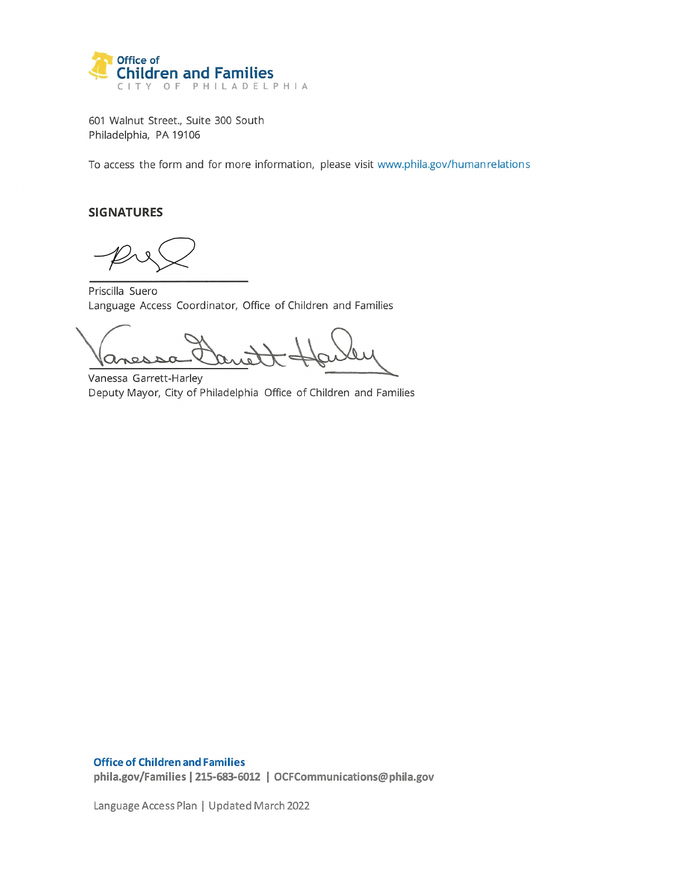Office of
Children and Families
CITY OF PHILADELPHIA

601 Walnut Street., Suite 300 South
Philadelphia, PA 19106

To access the form and for more information, please visit www.phila.gov/humanrelations

**SIGNATURES**

Priscilla Suero
Language Access Coordinator, Office of Children and Families

Vanessa Garrett-Harley
Deputy Mayor, City of Philadelphia Office of Children and Families

**Office of Children and Families**
**phila.gov/Families | 215-683-6012 | OCFCommunications@phila.gov**

Language Access Plan | Updated March 2022